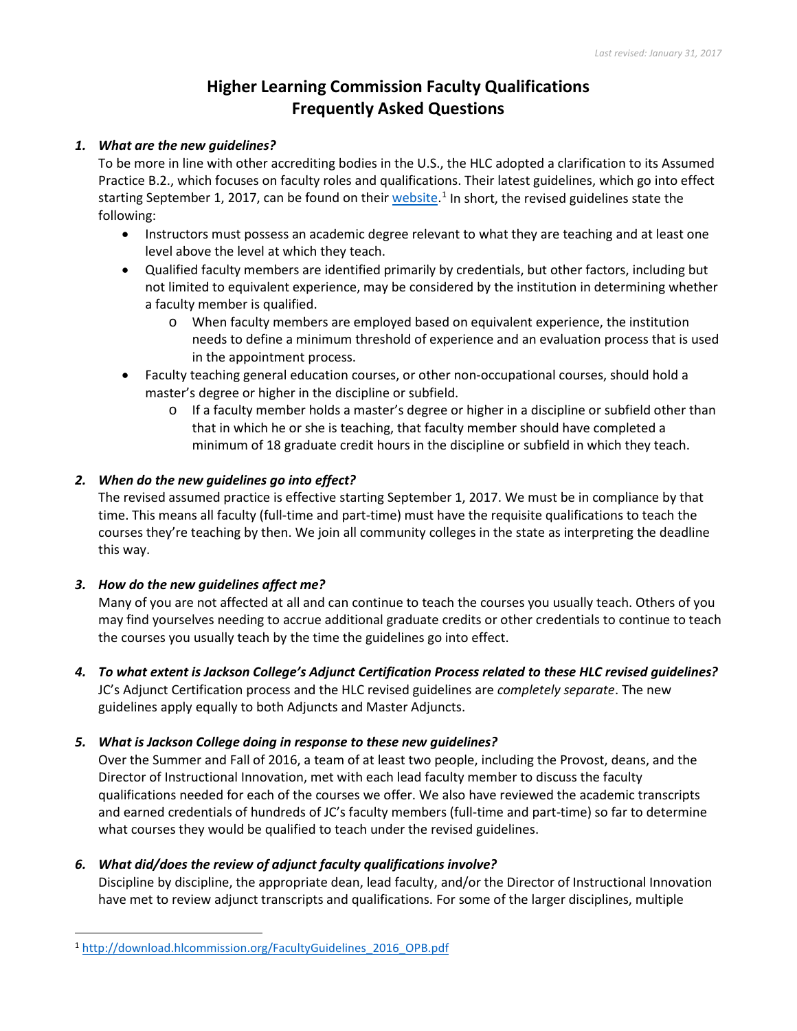*Last revised: January 31, 2017*

# Higher Learning Commission Faculty Qualifications Frequently Asked Questions

1. ***What are the new guidelines?***
   To be more in line with other accrediting bodies in the U.S., the HLC adopted a clarification to its Assumed Practice B.2., which focuses on faculty roles and qualifications. Their latest guidelines, which go into effect starting September 1, 2017, can be found on their [website](http://download.hlcommission.org/FacultyGuidelines_2016_OPB.pdf).[1] In short, the revised guidelines state the following:
   - Instructors must possess an academic degree relevant to what they are teaching and at least one level above the level at which they teach.
   - Qualified faculty members are identified primarily by credentials, but other factors, including but not limited to equivalent experience, may be considered by the institution in determining whether a faculty member is qualified.
     - When faculty members are employed based on equivalent experience, the institution needs to define a minimum threshold of experience and an evaluation process that is used in the appointment process.
   - Faculty teaching general education courses, or other non-occupational courses, should hold a master's degree or higher in the discipline or subfield.
     - If a faculty member holds a master's degree or higher in a discipline or subfield other than that in which he or she is teaching, that faculty member should have completed a minimum of 18 graduate credit hours in the discipline or subfield in which they teach.

2. ***When do the new guidelines go into effect?***
   The revised assumed practice is effective starting September 1, 2017. We must be in compliance by that time. This means all faculty (full-time and part-time) must have the requisite qualifications to teach the courses they're teaching by then. We join all community colleges in the state as interpreting the deadline this way.

3. ***How do the new guidelines affect me?***
   Many of you are not affected at all and can continue to teach the courses you usually teach. Others of you may find yourselves needing to accrue additional graduate credits or other credentials to continue to teach the courses you usually teach by the time the guidelines go into effect.

4. ***To what extent is Jackson College's Adjunct Certification Process related to these HLC revised guidelines?***
   JC's Adjunct Certification process and the HLC revised guidelines are *completely separate*. The new guidelines apply equally to both Adjuncts and Master Adjuncts.

5. ***What is Jackson College doing in response to these new guidelines?***
   Over the Summer and Fall of 2016, a team of at least two people, including the Provost, deans, and the Director of Instructional Innovation, met with each lead faculty member to discuss the faculty qualifications needed for each of the courses we offer. We also have reviewed the academic transcripts and earned credentials of hundreds of JC's faculty members (full-time and part-time) so far to determine what courses they would be qualified to teach under the revised guidelines.

6. ***What did/does the review of adjunct faculty qualifications involve?***
   Discipline by discipline, the appropriate dean, lead faculty, and/or the Director of Instructional Innovation have met to review adjunct transcripts and qualifications. For some of the larger disciplines, multiple

---

[1] http://download.hlcommission.org/FacultyGuidelines_2016_OPB.pdf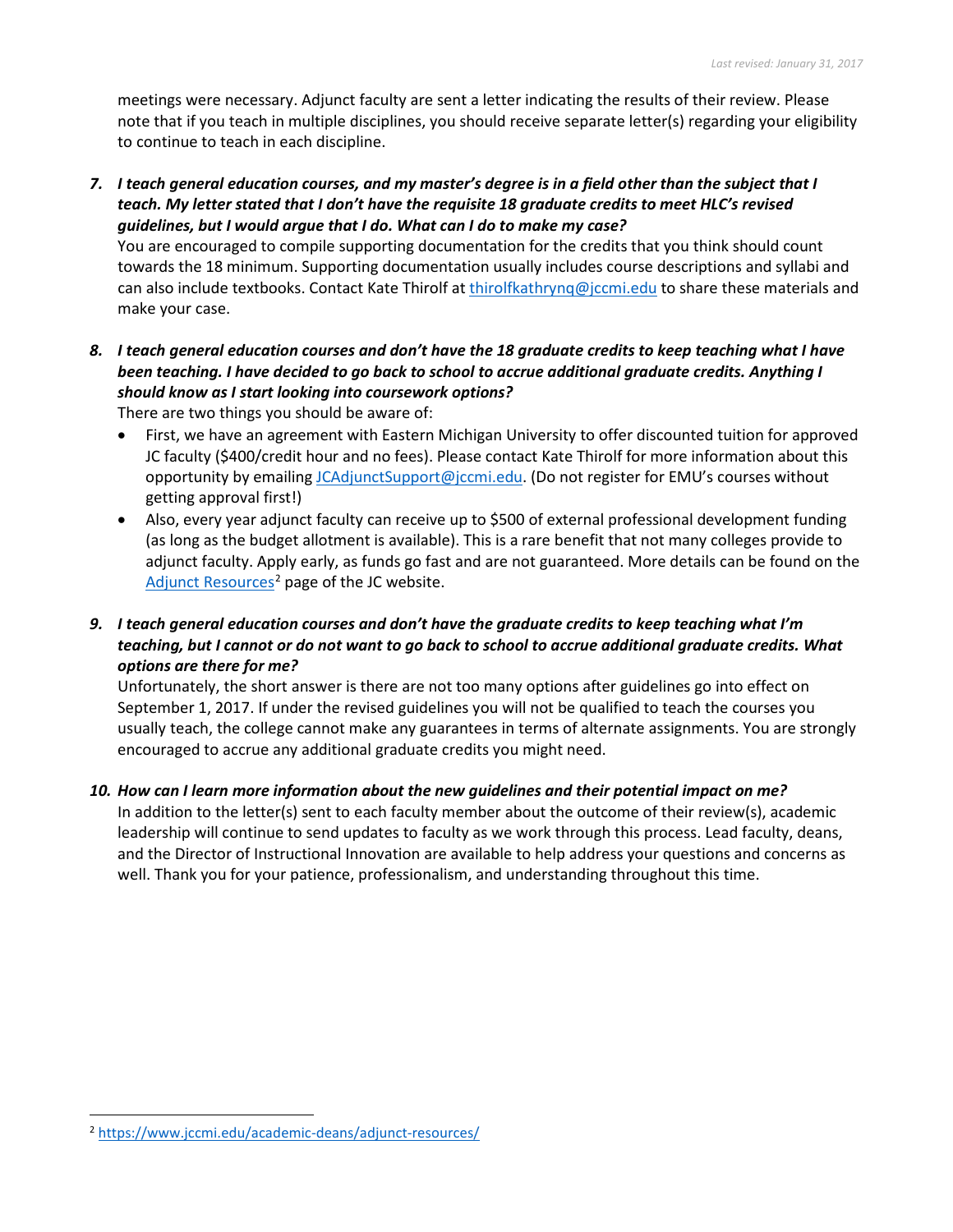meetings were necessary. Adjunct faculty are sent a letter indicating the results of their review. Please note that if you teach in multiple disciplines, you should receive separate letter(s) regarding your eligibility to continue to teach in each discipline.

7. ***I teach general education courses, and my master's degree is in a field other than the subject that I teach. My letter stated that I don't have the requisite 18 graduate credits to meet HLC's revised guidelines, but I would argue that I do. What can I do to make my case?***
   You are encouraged to compile supporting documentation for the credits that you think should count towards the 18 minimum. Supporting documentation usually includes course descriptions and syllabi and can also include textbooks. Contact Kate Thirolf at thirolfkathrynq@jccmi.edu to share these materials and make your case.

8. ***I teach general education courses and don't have the 18 graduate credits to keep teaching what I have been teaching. I have decided to go back to school to accrue additional graduate credits. Anything I should know as I start looking into coursework options?***
   There are two things you should be aware of:
   - First, we have an agreement with Eastern Michigan University to offer discounted tuition for approved JC faculty ($400/credit hour and no fees). Please contact Kate Thirolf for more information about this opportunity by emailing JCAdjunctSupport@jccmi.edu. (Do not register for EMU's courses without getting approval first!)
   - Also, every year adjunct faculty can receive up to $500 of external professional development funding (as long as the budget allotment is available). This is a rare benefit that not many colleges provide to adjunct faculty. Apply early, as funds go fast and are not guaranteed. More details can be found on the Adjunct Resources[2] page of the JC website.

9. ***I teach general education courses and don't have the graduate credits to keep teaching what I'm teaching, but I cannot or do not want to go back to school to accrue additional graduate credits. What options are there for me?***
   Unfortunately, the short answer is there are not too many options after guidelines go into effect on September 1, 2017. If under the revised guidelines you will not be qualified to teach the courses you usually teach, the college cannot make any guarantees in terms of alternate assignments. You are strongly encouraged to accrue any additional graduate credits you might need.

10. ***How can I learn more information about the new guidelines and their potential impact on me?***
    In addition to the letter(s) sent to each faculty member about the outcome of their review(s), academic leadership will continue to send updates to faculty as we work through this process. Lead faculty, deans, and the Director of Instructional Innovation are available to help address your questions and concerns as well. Thank you for your patience, professionalism, and understanding throughout this time.

[2] https://www.jccmi.edu/academic-deans/adjunct-resources/